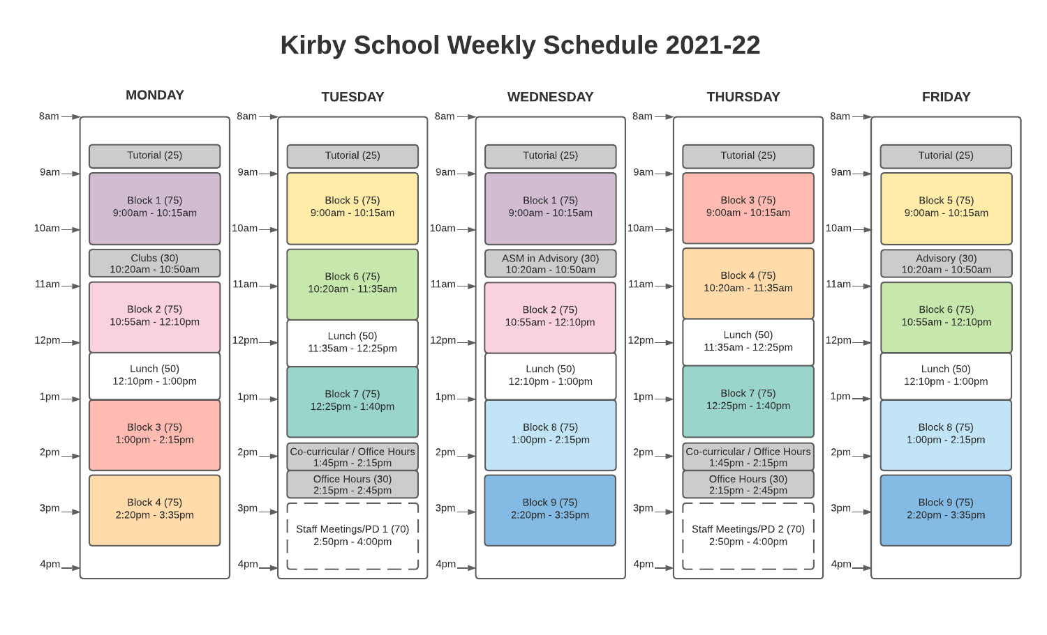# Kirby School Weekly Schedule 2021-22

## MONDAY

- Tutorial (25)
- Block 1 (75) 9:00am - 10:15am
- Clubs (30) 10:20am - 10:50am
- Block 2 (75) 10:55am - 12:10pm
- Lunch (50) 12:10pm - 1:00pm
- Block 3 (75) 1:00pm - 2:15pm
- Block 4 (75) 2:20pm - 3:35pm

## TUESDAY

- Tutorial (25)
- Block 5 (75) 9:00am - 10:15am
- Block 6 (75) 10:20am - 11:35am
- Lunch (50) 11:35am - 12:25pm
- Block 7 (75) 12:25pm - 1:40pm
- Co-curricular / Office Hours 1:45pm - 2:15pm
- Office Hours (30) 2:15pm - 2:45pm
- Staff Meetings/PD 1 (70) 2:50pm - 4:00pm

## WEDNESDAY

- Tutorial (25)
- Block 1 (75) 9:00am - 10:15am
- ASM in Advisory (30) 10:20am - 10:50am
- Block 2 (75) 10:55am - 12:10pm
- Lunch (50) 12:10pm - 1:00pm
- Block 8 (75) 1:00pm - 2:15pm
- Block 9 (75) 2:20pm - 3:35pm

## THURSDAY

- Tutorial (25)
- Block 3 (75) 9:00am - 10:15am
- Block 4 (75) 10:20am - 11:35am
- Lunch (50) 11:35am - 12:25pm
- Block 7 (75) 12:25pm - 1:40pm
- Co-curricular / Office Hours 1:45pm - 2:15pm
- Office Hours (30) 2:15pm - 2:45pm
- Staff Meetings/PD 2 (70) 2:50pm - 4:00pm

## FRIDAY

- Tutorial (25)
- Block 5 (75) 9:00am - 10:15am
- Advisory (30) 10:20am - 10:50am
- Block 6 (75) 10:55am - 12:10pm
- Lunch (50) 12:10pm - 1:00pm
- Block 8 (75) 1:00pm - 2:15pm
- Block 9 (75) 2:20pm - 3:35pm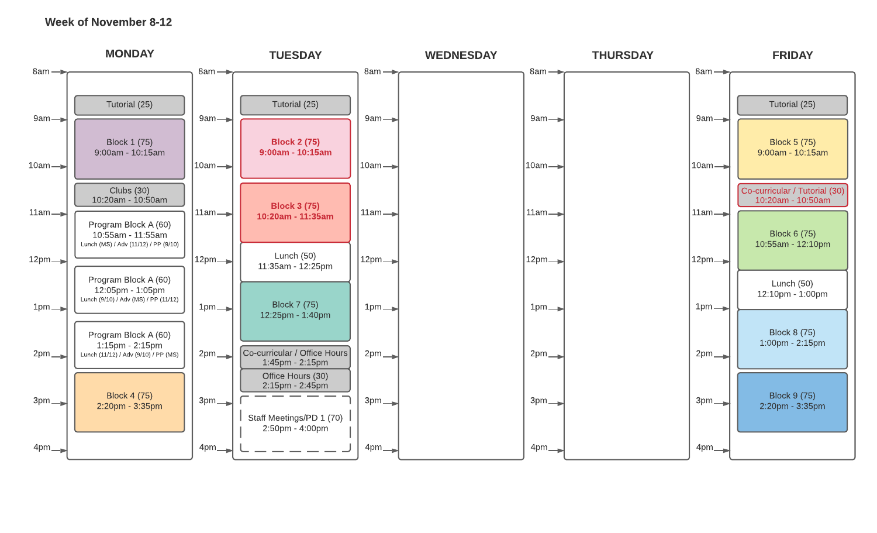## Week of November 8-12

### MONDAY

- Tutorial (25)
- Block 1 (75) 9:00am - 10:15am
- Clubs (30) 10:20am - 10:50am
- Program Block A (60) 10:55am - 11:55am — Lunch (MS) / Adv (11/12) / PP (9/10)
- Program Block A (60) 12:05pm - 1:05pm — Lunch (9/10) / Adv (MS) / PP (11/12)
- Program Block A (60) 1:15pm - 2:15pm — Lunch (11/12) / Adv (9/10) / PP (MS)
- Block 4 (75) 2:20pm - 3:35pm

### TUESDAY

- Tutorial (25)
- **Block 2 (75) 9:00am - 10:15am**
- **Block 3 (75) 10:20am - 11:35am**
- Lunch (50) 11:35am - 12:25pm
- Block 7 (75) 12:25pm - 1:40pm
- Co-curricular / Office Hours 1:45pm - 2:15pm
- Office Hours (30) 2:15pm - 2:45pm
- Staff Meetings/PD 1 (70) 2:50pm - 4:00pm

### WEDNESDAY

### THURSDAY

### FRIDAY

- Tutorial (25)
- Block 5 (75) 9:00am - 10:15am
- Co-curricular / Tutorial (30) 10:20am - 10:50am
- Block 6 (75) 10:55am - 12:10pm
- Lunch (50) 12:10pm - 1:00pm
- Block 8 (75) 1:00pm - 2:15pm
- Block 9 (75) 2:20pm - 3:35pm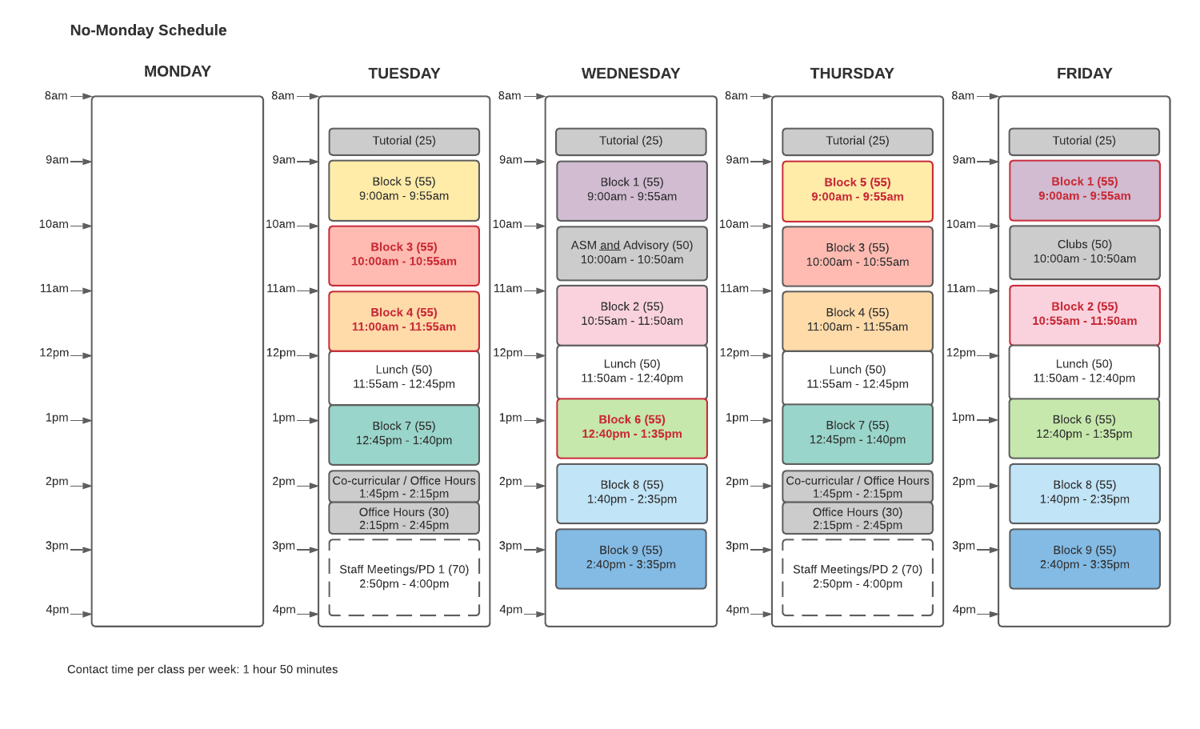## No-Monday Schedule

| MONDAY | TUESDAY | WEDNESDAY | THURSDAY | FRIDAY |
|---|---|---|---|---|
| | Tutorial (25) | Tutorial (25) | Tutorial (25) | Tutorial (25) |
| | Block 5 (55) 9:00am - 9:55am | Block 1 (55) 9:00am - 9:55am | **Block 5 (55) 9:00am - 9:55am** | **Block 1 (55) 9:00am - 9:55am** |
| | **Block 3 (55) 10:00am - 10:55am** | ASM and Advisory (50) 10:00am - 10:50am | Block 3 (55) 10:00am - 10:55am | Clubs (50) 10:00am - 10:50am |
| | **Block 4 (55) 11:00am - 11:55am** | Block 2 (55) 10:55am - 11:50am | Block 4 (55) 11:00am - 11:55am | **Block 2 (55) 10:55am - 11:50am** |
| | Lunch (50) 11:55am - 12:45pm | Lunch (50) 11:50am - 12:40pm | Lunch (50) 11:55am - 12:45pm | Lunch (50) 11:50am - 12:40pm |
| | Block 7 (55) 12:45pm - 1:40pm | **Block 6 (55) 12:40pm - 1:35pm** | Block 7 (55) 12:45pm - 1:40pm | Block 6 (55) 12:40pm - 1:35pm |
| | Co-curricular / Office Hours 1:45pm - 2:15pm | Block 8 (55) 1:40pm - 2:35pm | Co-curricular / Office Hours 1:45pm - 2:15pm | Block 8 (55) 1:40pm - 2:35pm |
| | Office Hours (30) 2:15pm - 2:45pm | | Office Hours (30) 2:15pm - 2:45pm | |
| | Staff Meetings/PD 1 (70) 2:50pm - 4:00pm | Block 9 (55) 2:40pm - 3:35pm | Staff Meetings/PD 2 (70) 2:50pm - 4:00pm | Block 9 (55) 2:40pm - 3:35pm |

Contact time per class per week: 1 hour 50 minutes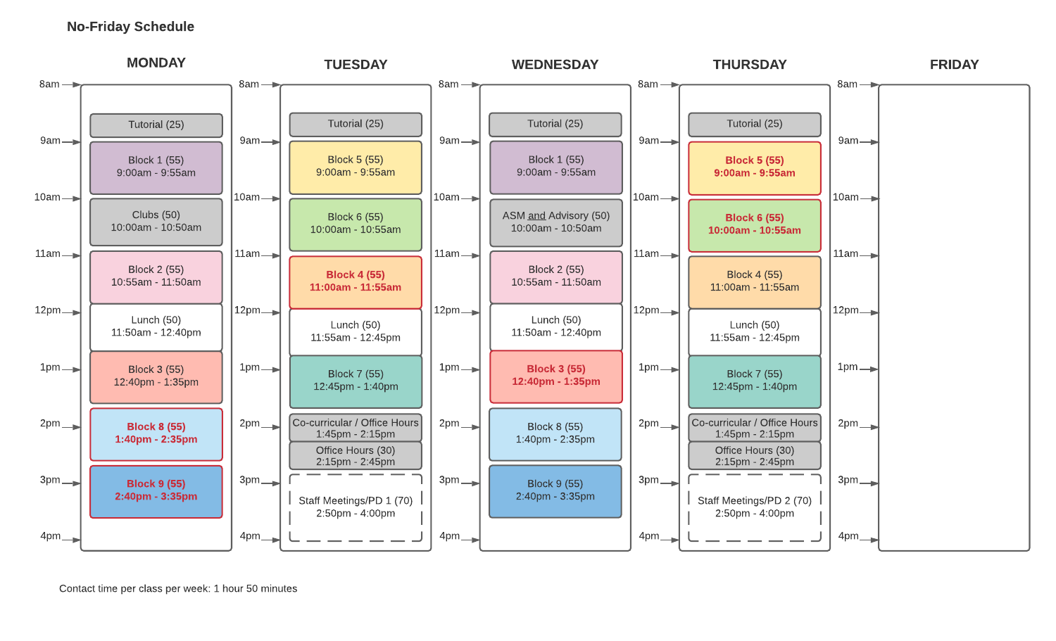## No-Friday Schedule

| MONDAY | TUESDAY | WEDNESDAY | THURSDAY | FRIDAY |
|---|---|---|---|---|
| Tutorial (25) | Tutorial (25) | Tutorial (25) | Tutorial (25) | |
| Block 1 (55) 9:00am - 9:55am | Block 5 (55) 9:00am - 9:55am | Block 1 (55) 9:00am - 9:55am | **Block 5 (55) 9:00am - 9:55am** | |
| Clubs (50) 10:00am - 10:50am | Block 6 (55) 10:00am - 10:55am | ASM and Advisory (50) 10:00am - 10:50am | **Block 6 (55) 10:00am - 10:55am** | |
| Block 2 (55) 10:55am - 11:50am | **Block 4 (55) 11:00am - 11:55am** | Block 2 (55) 10:55am - 11:50am | Block 4 (55) 11:00am - 11:55am | |
| Lunch (50) 11:50am - 12:40pm | Lunch (50) 11:55am - 12:45pm | Lunch (50) 11:50am - 12:40pm | Lunch (50) 11:55am - 12:45pm | |
| Block 3 (55) 12:40pm - 1:35pm | Block 7 (55) 12:45pm - 1:40pm | **Block 3 (55) 12:40pm - 1:35pm** | Block 7 (55) 12:45pm - 1:40pm | |
| **Block 8 (55) 1:40pm - 2:35pm** | Co-curricular / Office Hours 1:45pm - 2:15pm | Block 8 (55) 1:40pm - 2:35pm | Co-curricular / Office Hours 1:45pm - 2:15pm | |
| | Office Hours (30) 2:15pm - 2:45pm | | Office Hours (30) 2:15pm - 2:45pm | |
| **Block 9 (55) 2:40pm - 3:35pm** | Staff Meetings/PD 1 (70) 2:50pm - 4:00pm | Block 9 (55) 2:40pm - 3:35pm | Staff Meetings/PD 2 (70) 2:50pm - 4:00pm | |

Contact time per class per week: 1 hour 50 minutes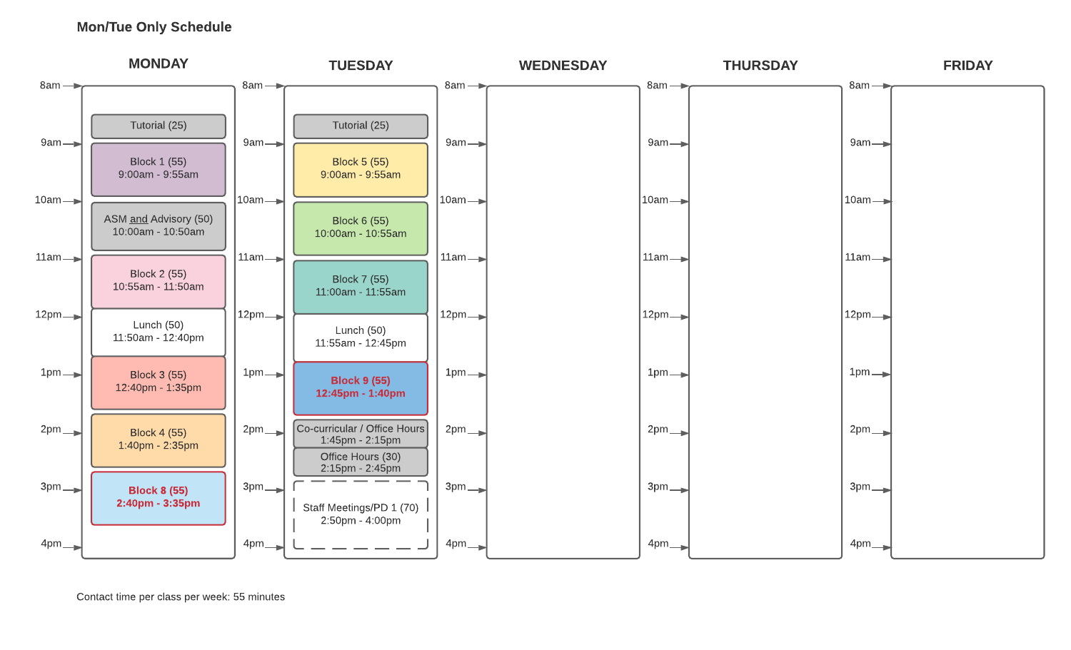## Mon/Tue Only Schedule

| MONDAY | TUESDAY | WEDNESDAY | THURSDAY | FRIDAY |
| --- | --- | --- | --- | --- |
| Tutorial (25) | Tutorial (25) | | | |
| Block 1 (55) 9:00am - 9:55am | Block 5 (55) 9:00am - 9:55am | | | |
| ASM and Advisory (50) 10:00am - 10:50am | Block 6 (55) 10:00am - 10:55am | | | |
| Block 2 (55) 10:55am - 11:50am | Block 7 (55) 11:00am - 11:55am | | | |
| Lunch (50) 11:50am - 12:40pm | Lunch (50) 11:55am - 12:45pm | | | |
| Block 3 (55) 12:40pm - 1:35pm | **Block 9 (55) 12:45pm - 1:40pm** | | | |
| Block 4 (55) 1:40pm - 2:35pm | Co-curricular / Office Hours 1:45pm - 2:15pm | | | |
| | Office Hours (30) 2:15pm - 2:45pm | | | |
| **Block 8 (55) 2:40pm - 3:35pm** | Staff Meetings/PD 1 (70) 2:50pm - 4:00pm | | | |

Contact time per class per week: 55 minutes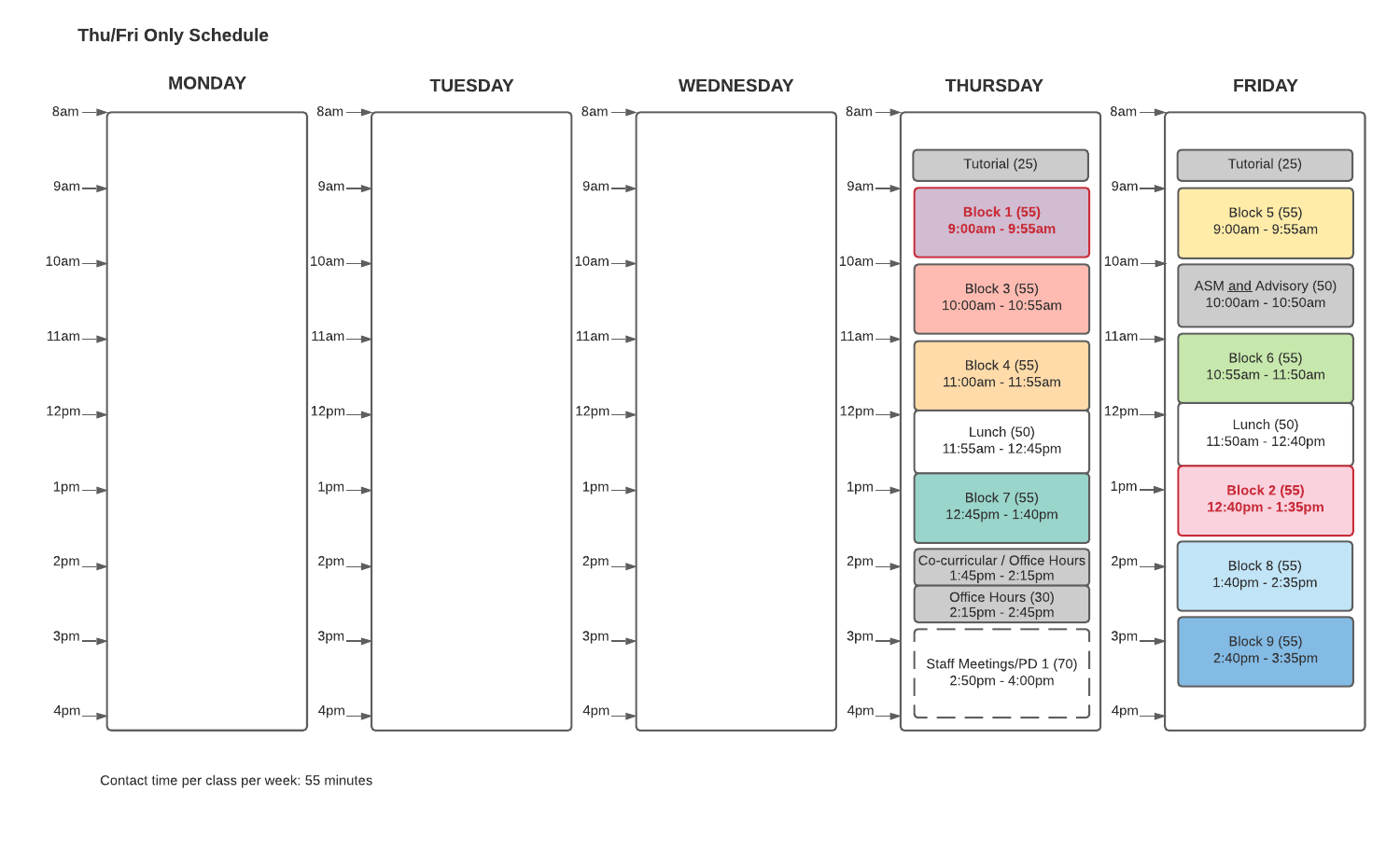**Thu/Fri Only Schedule**

| MONDAY | TUESDAY | WEDNESDAY | THURSDAY | FRIDAY |
|---|---|---|---|---|
| | | | Tutorial (25) | Tutorial (25) |
| | | | **Block 1 (55) 9:00am - 9:55am** | Block 5 (55) 9:00am - 9:55am |
| | | | Block 3 (55) 10:00am - 10:55am | ASM and Advisory (50) 10:00am - 10:50am |
| | | | Block 4 (55) 11:00am - 11:55am | Block 6 (55) 10:55am - 11:50am |
| | | | Lunch (50) 11:55am - 12:45pm | Lunch (50) 11:50am - 12:40pm |
| | | | Block 7 (55) 12:45pm - 1:40pm | **Block 2 (55) 12:40pm - 1:35pm** |
| | | | Co-curricular / Office Hours 1:45pm - 2:15pm | Block 8 (55) 1:40pm - 2:35pm |
| | | | Office Hours (30) 2:15pm - 2:45pm | |
| | | | Staff Meetings/PD 1 (70) 2:50pm - 4:00pm | Block 9 (55) 2:40pm - 3:35pm |

Time axis: 8am, 9am, 10am, 11am, 12pm, 1pm, 2pm, 3pm, 4pm

Contact time per class per week: 55 minutes